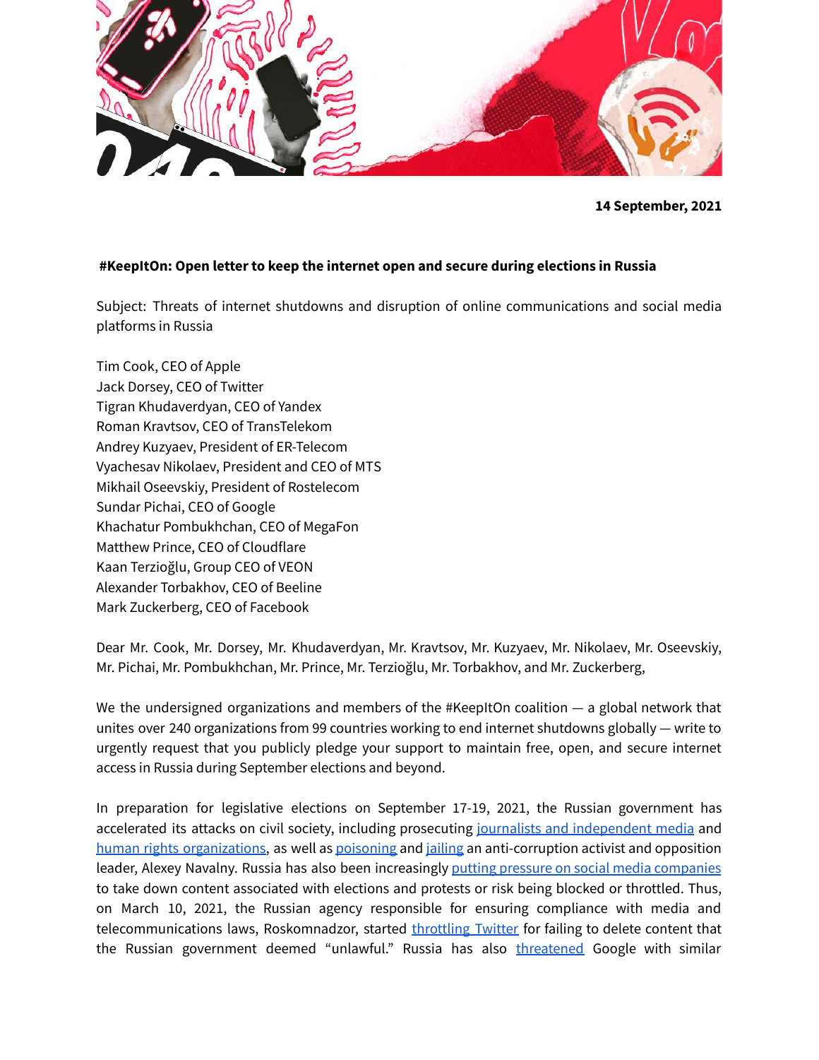**14 September, 2021**

**#KeepItOn: Open letter to keep the internet open and secure during elections in Russia**

Subject: Threats of internet shutdowns and disruption of online communications and social media platforms in Russia

Tim Cook, CEO of Apple
Jack Dorsey, CEO of Twitter
Tigran Khudaverdyan, CEO of Yandex
Roman Kravtsov, CEO of TransTelekom
Andrey Kuzyaev, President of ER-Telecom
Vyachesav Nikolaev, President and CEO of MTS
Mikhail Oseevskiy, President of Rostelecom
Sundar Pichai, CEO of Google
Khachatur Pombukhchan, CEO of MegaFon
Matthew Prince, CEO of Cloudflare
Kaan Terzioğlu, Group CEO of VEON
Alexander Torbakhov, CEO of Beeline
Mark Zuckerberg, CEO of Facebook

Dear Mr. Cook, Mr. Dorsey, Mr. Khudaverdyan, Mr. Kravtsov, Mr. Kuzyaev, Mr. Nikolaev, Mr. Oseevskiy, Mr. Pichai, Mr. Pombukhchan, Mr. Prince, Mr. Terzioğlu, Mr. Torbakhov, and Mr. Zuckerberg,

We the undersigned organizations and members of the #KeepItOn coalition — a global network that unites over 240 organizations from 99 countries working to end internet shutdowns globally — write to urgently request that you publicly pledge your support to maintain free, open, and secure internet access in Russia during September elections and beyond.

In preparation for legislative elections on September 17-19, 2021, the Russian government has accelerated its attacks on civil society, including prosecuting journalists and independent media and human rights organizations, as well as poisoning and jailing an anti-corruption activist and opposition leader, Alexey Navalny. Russia has also been increasingly putting pressure on social media companies to take down content associated with elections and protests or risk being blocked or throttled. Thus, on March 10, 2021, the Russian agency responsible for ensuring compliance with media and telecommunications laws, Roskomnadzor, started throttling Twitter for failing to delete content that the Russian government deemed "unlawful." Russia has also threatened Google with similar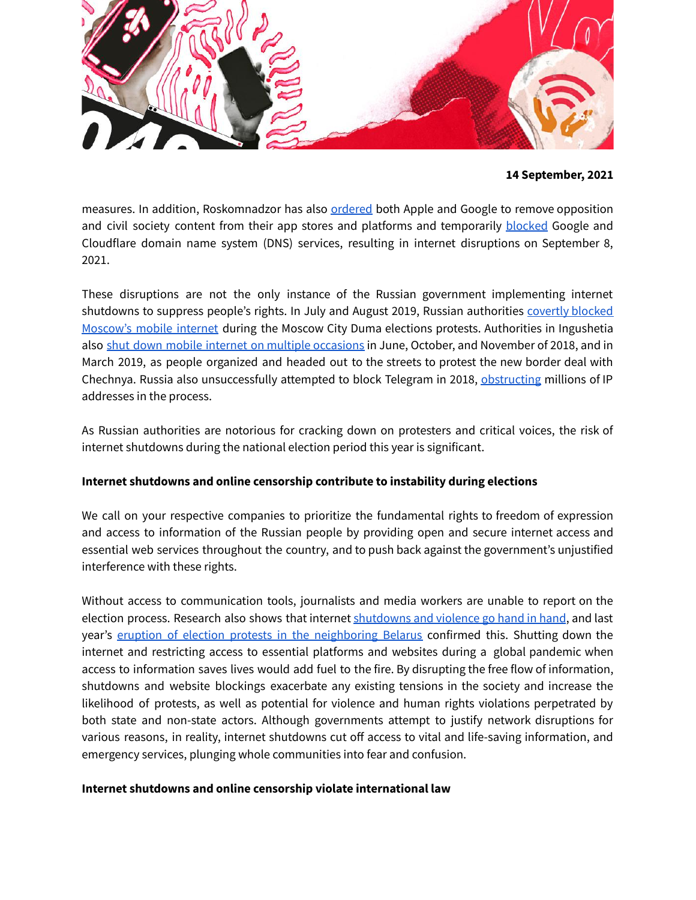**14 September, 2021**

measures. In addition, Roskomnadzor has also ordered both Apple and Google to remove opposition and civil society content from their app stores and platforms and temporarily blocked Google and Cloudflare domain name system (DNS) services, resulting in internet disruptions on September 8, 2021.

These disruptions are not the only instance of the Russian government implementing internet shutdowns to suppress people's rights. In July and August 2019, Russian authorities covertly blocked Moscow's mobile internet during the Moscow City Duma elections protests. Authorities in Ingushetia also shut down mobile internet on multiple occasions in June, October, and November of 2018, and in March 2019, as people organized and headed out to the streets to protest the new border deal with Chechnya. Russia also unsuccessfully attempted to block Telegram in 2018, obstructing millions of IP addresses in the process.

As Russian authorities are notorious for cracking down on protesters and critical voices, the risk of internet shutdowns during the national election period this year is significant.

**Internet shutdowns and online censorship contribute to instability during elections**

We call on your respective companies to prioritize the fundamental rights to freedom of expression and access to information of the Russian people by providing open and secure internet access and essential web services throughout the country, and to push back against the government's unjustified interference with these rights.

Without access to communication tools, journalists and media workers are unable to report on the election process. Research also shows that internet shutdowns and violence go hand in hand, and last year's eruption of election protests in the neighboring Belarus confirmed this. Shutting down the internet and restricting access to essential platforms and websites during a global pandemic when access to information saves lives would add fuel to the fire. By disrupting the free flow of information, shutdowns and website blockings exacerbate any existing tensions in the society and increase the likelihood of protests, as well as potential for violence and human rights violations perpetrated by both state and non-state actors. Although governments attempt to justify network disruptions for various reasons, in reality, internet shutdowns cut off access to vital and life-saving information, and emergency services, plunging whole communities into fear and confusion.

**Internet shutdowns and online censorship violate international law**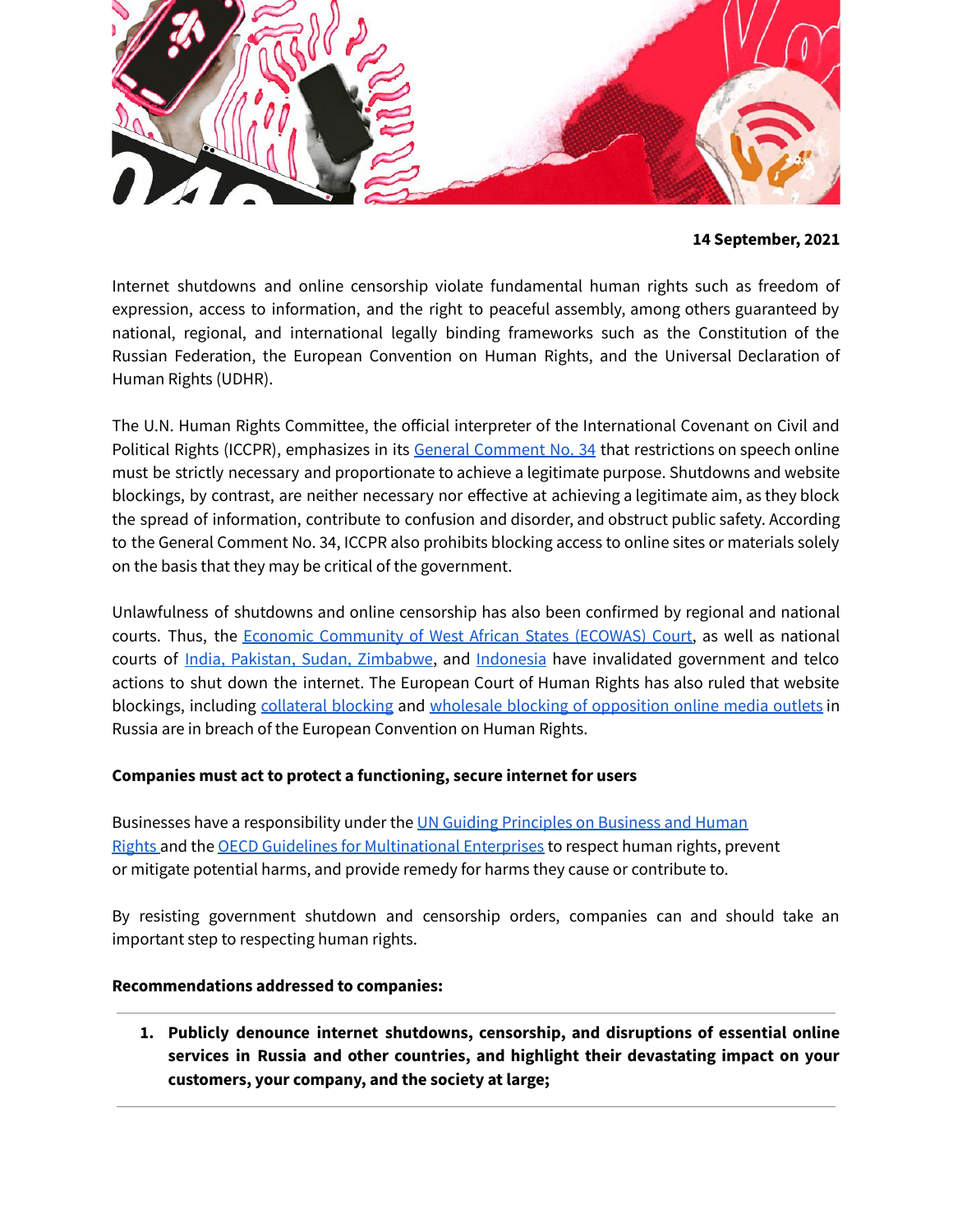**14 September, 2021**

Internet shutdowns and online censorship violate fundamental human rights such as freedom of expression, access to information, and the right to peaceful assembly, among others guaranteed by national, regional, and international legally binding frameworks such as the Constitution of the Russian Federation, the European Convention on Human Rights, and the Universal Declaration of Human Rights (UDHR).

The U.N. Human Rights Committee, the official interpreter of the International Covenant on Civil and Political Rights (ICCPR), emphasizes in its General Comment No. 34 that restrictions on speech online must be strictly necessary and proportionate to achieve a legitimate purpose. Shutdowns and website blockings, by contrast, are neither necessary nor effective at achieving a legitimate aim, as they block the spread of information, contribute to confusion and disorder, and obstruct public safety. According to the General Comment No. 34, ICCPR also prohibits blocking access to online sites or materials solely on the basis that they may be critical of the government.

Unlawfulness of shutdowns and online censorship has also been confirmed by regional and national courts. Thus, the Economic Community of West African States (ECOWAS) Court, as well as national courts of India, Pakistan, Sudan, Zimbabwe, and Indonesia have invalidated government and telco actions to shut down the internet. The European Court of Human Rights has also ruled that website blockings, including collateral blocking and wholesale blocking of opposition online media outlets in Russia are in breach of the European Convention on Human Rights.

**Companies must act to protect a functioning, secure internet for users**

Businesses have a responsibility under the UN Guiding Principles on Business and Human Rights and the OECD Guidelines for Multinational Enterprises to respect human rights, prevent or mitigate potential harms, and provide remedy for harms they cause or contribute to.

By resisting government shutdown and censorship orders, companies can and should take an important step to respecting human rights.

**Recommendations addressed to companies:**

1. **Publicly denounce internet shutdowns, censorship, and disruptions of essential online services in Russia and other countries, and highlight their devastating impact on your customers, your company, and the society at large;**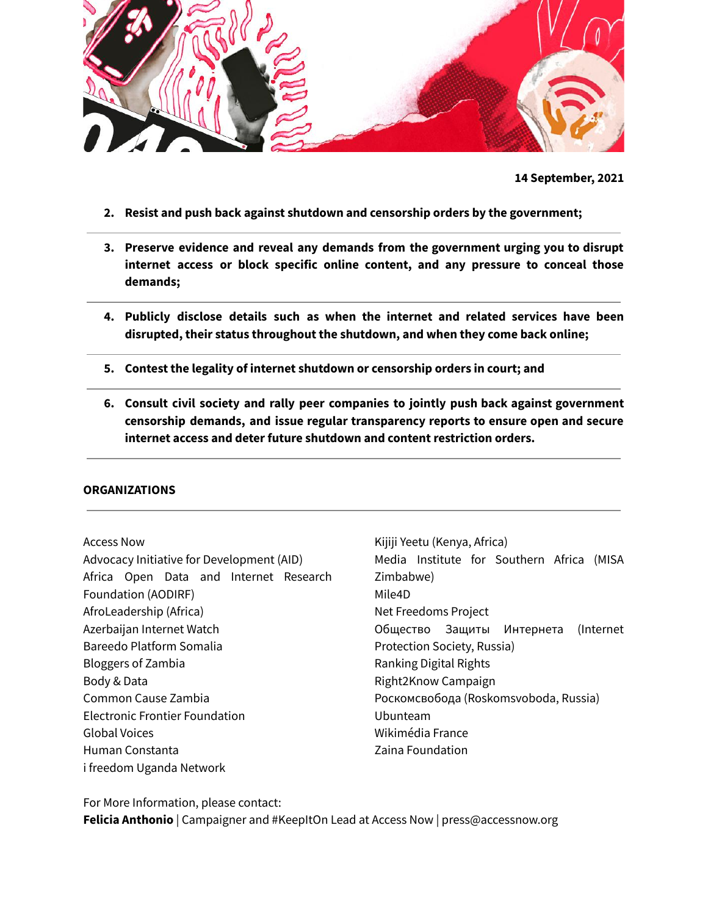**14 September, 2021**

2. **Resist and push back against shutdown and censorship orders by the government;**
3. **Preserve evidence and reveal any demands from the government urging you to disrupt internet access or block specific online content, and any pressure to conceal those demands;**
4. **Publicly disclose details such as when the internet and related services have been disrupted, their status throughout the shutdown, and when they come back online;**
5. **Contest the legality of internet shutdown or censorship orders in court; and**
6. **Consult civil society and rally peer companies to jointly push back against government censorship demands, and issue regular transparency reports to ensure open and secure internet access and deter future shutdown and content restriction orders.**

**ORGANIZATIONS**

Access Now
Advocacy Initiative for Development (AID)
Africa Open Data and Internet Research Foundation (AODIRF)
AfroLeadership (Africa)
Azerbaijan Internet Watch
Bareedo Platform Somalia
Bloggers of Zambia
Body & Data
Common Cause Zambia
Electronic Frontier Foundation
Global Voices
Human Constanta
i freedom Uganda Network
Kijiji Yeetu (Kenya, Africa)
Media Institute for Southern Africa (MISA Zimbabwe)
Mile4D
Net Freedoms Project
Общество Защиты Интернета (Internet Protection Society, Russia)
Ranking Digital Rights
Right2Know Campaign
Роскомсвобода (Roskomsvoboda, Russia)
Ubunteam
Wikimédia France
Zaina Foundation

For More Information, please contact:
**Felicia Anthonio** | Campaigner and #KeepItOn Lead at Access Now | press@accessnow.org